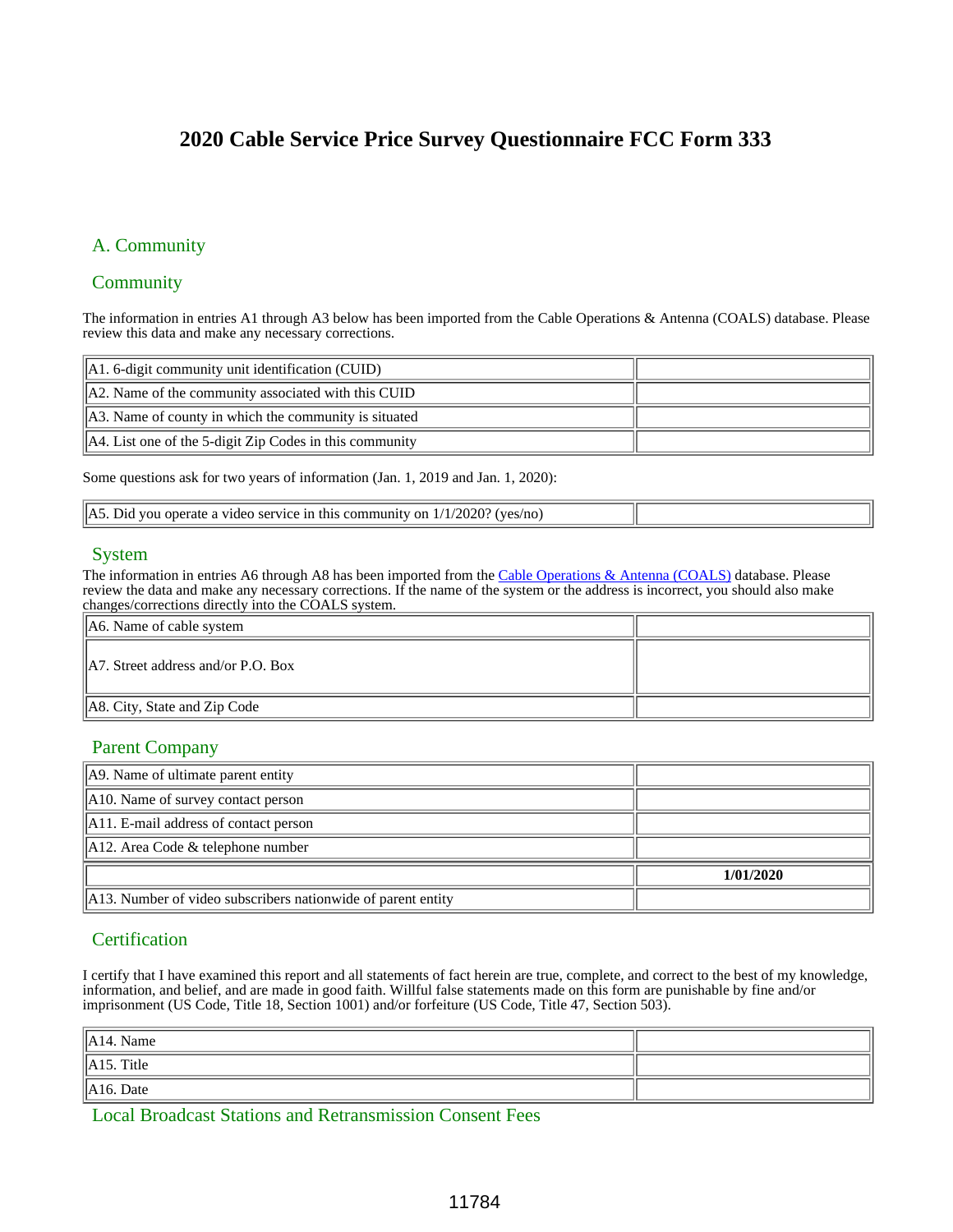# 2020 Cable Service Price Survey Questionnaire FCC Form 333

## A. Community

### Community

The information in entries A1 through A3 below has been imported from the Cable Operations & Antenna (COALS) database. Please review this data and make any necessary corrections.

| | |
|---|---|
| A1. 6-digit community unit identification (CUID) | |
| A2. Name of the community associated with this CUID | |
| A3. Name of county in which the community is situated | |
| A4. List one of the 5-digit Zip Codes in this community | |

Some questions ask for two years of information (Jan. 1, 2019 and Jan. 1, 2020):

| | |
|---|---|
| A5. Did you operate a video service in this community on 1/1/2020? (yes/no) | |

### System

The information in entries A6 through A8 has been imported from the Cable Operations & Antenna (COALS) database. Please review the data and make any necessary corrections. If the name of the system or the address is incorrect, you should also make changes/corrections directly into the COALS system.

| | |
|---|---|
| A6. Name of cable system | |
| A7. Street address and/or P.O. Box | |
| A8. City, State and Zip Code | |

### Parent Company

| | |
|---|---|
| A9. Name of ultimate parent entity | |
| A10. Name of survey contact person | |
| A11. E-mail address of contact person | |
| A12. Area Code & telephone number | |

| | **1/01/2020** |
|---|---|
| A13. Number of video subscribers nationwide of parent entity | |

### Certification

I certify that I have examined this report and all statements of fact herein are true, complete, and correct to the best of my knowledge, information, and belief, and are made in good faith. Willful false statements made on this form are punishable by fine and/or imprisonment (US Code, Title 18, Section 1001) and/or forfeiture (US Code, Title 47, Section 503).

| | |
|---|---|
| A14. Name | |
| A15. Title | |
| A16. Date | |

### Local Broadcast Stations and Retransmission Consent Fees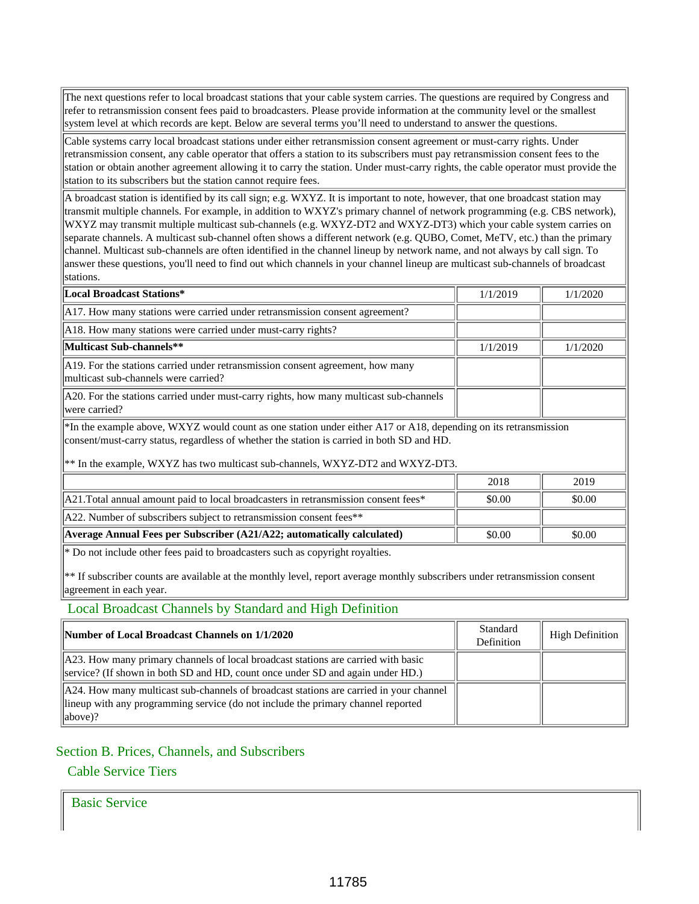The next questions refer to local broadcast stations that your cable system carries. The questions are required by Congress and refer to retransmission consent fees paid to broadcasters. Please provide information at the community level or the smallest system level at which records are kept. Below are several terms you'll need to understand to answer the questions.

Cable systems carry local broadcast stations under either retransmission consent agreement or must-carry rights. Under retransmission consent, any cable operator that offers a station to its subscribers must pay retransmission consent fees to the station or obtain another agreement allowing it to carry the station. Under must-carry rights, the cable operator must provide the station to its subscribers but the station cannot require fees.

A broadcast station is identified by its call sign; e.g. WXYZ. It is important to note, however, that one broadcast station may transmit multiple channels. For example, in addition to WXYZ's primary channel of network programming (e.g. CBS network), WXYZ may transmit multiple multicast sub-channels (e.g. WXYZ-DT2 and WXYZ-DT3) which your cable system carries on separate channels. A multicast sub-channel often shows a different network (e.g. QUBO, Comet, MeTV, etc.) than the primary channel. Multicast sub-channels are often identified in the channel lineup by network name, and not always by call sign. To answer these questions, you'll need to find out which channels in your channel lineup are multicast sub-channels of broadcast stations.

| **Local Broadcast Stations*** | 1/1/2019 | 1/1/2020 |
|---|---|---|
| A17. How many stations were carried under retransmission consent agreement? | | |
| A18. How many stations were carried under must-carry rights? | | |
| **Multicast Sub-channels**** | 1/1/2019 | 1/1/2020 |
| A19. For the stations carried under retransmission consent agreement, how many multicast sub-channels were carried? | | |
| A20. For the stations carried under must-carry rights, how many multicast sub-channels were carried? | | |

*In the example above, WXYZ would count as one station under either A17 or A18, depending on its retransmission consent/must-carry status, regardless of whether the station is carried in both SD and HD.

** In the example, WXYZ has two multicast sub-channels, WXYZ-DT2 and WXYZ-DT3.

| | 2018 | 2019 |
|---|---|---|
| A21.Total annual amount paid to local broadcasters in retransmission consent fees* | $0.00 | $0.00 |
| A22. Number of subscribers subject to retransmission consent fees** | | |
| **Average Annual Fees per Subscriber (A21/A22; automatically calculated)** | $0.00 | $0.00 |

* Do not include other fees paid to broadcasters such as copyright royalties.

** If subscriber counts are available at the monthly level, report average monthly subscribers under retransmission consent agreement in each year.

### Local Broadcast Channels by Standard and High Definition

| **Number of Local Broadcast Channels on 1/1/2020** | Standard Definition | High Definition |
|---|---|---|
| A23. How many primary channels of local broadcast stations are carried with basic service? (If shown in both SD and HD, count once under SD and again under HD.) | | |
| A24. How many multicast sub-channels of broadcast stations are carried in your channel lineup with any programming service (do not include the primary channel reported above)? | | |

## Section B. Prices, Channels, and Subscribers

### Cable Service Tiers

#### Basic Service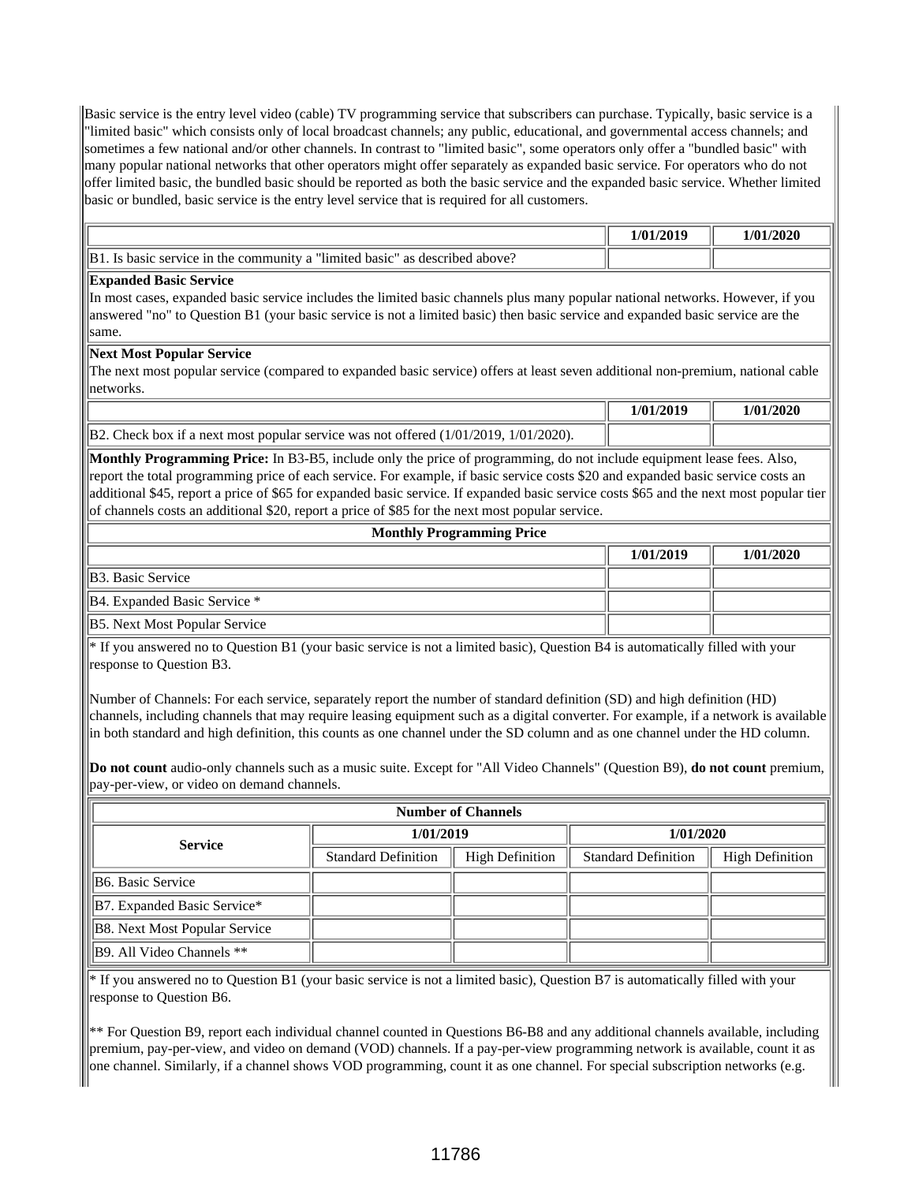Basic service is the entry level video (cable) TV programming service that subscribers can purchase. Typically, basic service is a "limited basic" which consists only of local broadcast channels; any public, educational, and governmental access channels; and sometimes a few national and/or other channels. In contrast to "limited basic", some operators only offer a "bundled basic" with many popular national networks that other operators might offer separately as expanded basic service. For operators who do not offer limited basic, the bundled basic should be reported as both the basic service and the expanded basic service. Whether limited basic or bundled, basic service is the entry level service that is required for all customers.

| | 1/01/2019 | 1/01/2020 |
|---|---|---|
| B1. Is basic service in the community a "limited basic" as described above? | | |

**Expanded Basic Service**
In most cases, expanded basic service includes the limited basic channels plus many popular national networks. However, if you answered "no" to Question B1 (your basic service is not a limited basic) then basic service and expanded basic service are the same.

**Next Most Popular Service**
The next most popular service (compared to expanded basic service) offers at least seven additional non-premium, national cable networks.

| | 1/01/2019 | 1/01/2020 |
|---|---|---|
| B2. Check box if a next most popular service was not offered (1/01/2019, 1/01/2020). | | |

**Monthly Programming Price:** In B3-B5, include only the price of programming, do not include equipment lease fees. Also, report the total programming price of each service. For example, if basic service costs $20 and expanded basic service costs an additional $45, report a price of $65 for expanded basic service. If expanded basic service costs $65 and the next most popular tier of channels costs an additional $20, report a price of $85 for the next most popular service.

| Monthly Programming Price | | |
|---|---|---|
| | 1/01/2019 | 1/01/2020 |
| B3. Basic Service | | |
| B4. Expanded Basic Service * | | |
| B5. Next Most Popular Service | | |

* If you answered no to Question B1 (your basic service is not a limited basic), Question B4 is automatically filled with your response to Question B3.

Number of Channels: For each service, separately report the number of standard definition (SD) and high definition (HD) channels, including channels that may require leasing equipment such as a digital converter. For example, if a network is available in both standard and high definition, this counts as one channel under the SD column and as one channel under the HD column.

**Do not count** audio-only channels such as a music suite. Except for "All Video Channels" (Question B9), **do not count** premium, pay-per-view, or video on demand channels.

| Number of Channels | | | | |
|---|---|---|---|---|
| Service | 1/01/2019 | | 1/01/2020 | |
| | Standard Definition | High Definition | Standard Definition | High Definition |
| B6. Basic Service | | | | |
| B7. Expanded Basic Service* | | | | |
| B8. Next Most Popular Service | | | | |
| B9. All Video Channels ** | | | | |

* If you answered no to Question B1 (your basic service is not a limited basic), Question B7 is automatically filled with your response to Question B6.

** For Question B9, report each individual channel counted in Questions B6-B8 and any additional channels available, including premium, pay-per-view, and video on demand (VOD) channels. If a pay-per-view programming network is available, count it as one channel. Similarly, if a channel shows VOD programming, count it as one channel. For special subscription networks (e.g.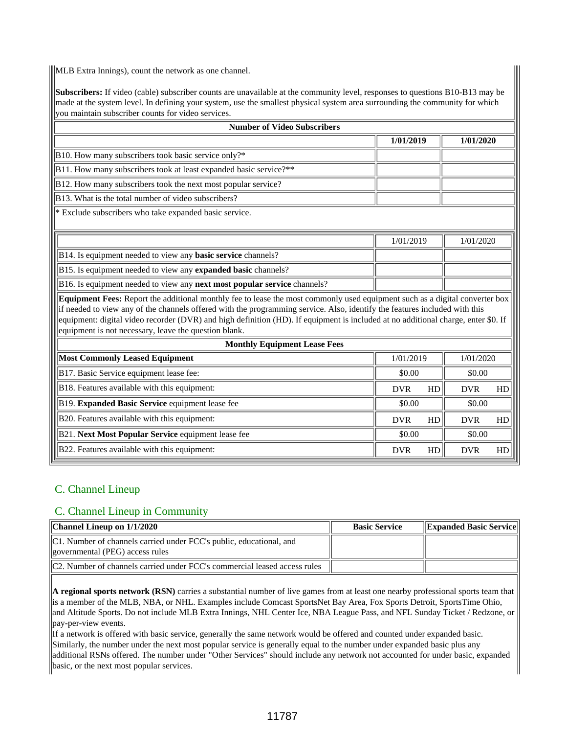MLB Extra Innings), count the network as one channel.

**Subscribers:** If video (cable) subscriber counts are unavailable at the community level, responses to questions B10-B13 may be made at the system level. In defining your system, use the smallest physical system area surrounding the community for which you maintain subscriber counts for video services.

| **Number of Video Subscribers** | | |
|---|---|---|
| | **1/01/2019** | **1/01/2020** |
| B10. How many subscribers took basic service only?* | | |
| B11. How many subscribers took at least expanded basic service?** | | |
| B12. How many subscribers took the next most popular service? | | |
| B13. What is the total number of video subscribers? | | |

* Exclude subscribers who take expanded basic service.

| | 1/01/2019 | 1/01/2020 |
|---|---|---|
| B14. Is equipment needed to view any **basic service** channels? | | |
| B15. Is equipment needed to view any **expanded basic** channels? | | |
| B16. Is equipment needed to view any **next most popular service** channels? | | |

**Equipment Fees:** Report the additional monthly fee to lease the most commonly used equipment such as a digital converter box if needed to view any of the channels offered with the programming service. Also, identify the features included with this equipment: digital video recorder (DVR) and high definition (HD). If equipment is included at no additional charge, enter $0. If equipment is not necessary, leave the question blank.

| **Monthly Equipment Lease Fees** | | |
|---|---|---|
| **Most Commonly Leased Equipment** | 1/01/2019 | 1/01/2020 |
| B17. Basic Service equipment lease fee: | $0.00 | $0.00 |
| B18. Features available with this equipment: | DVR HD | DVR HD |
| B19. **Expanded Basic Service** equipment lease fee | $0.00 | $0.00 |
| B20. Features available with this equipment: | DVR HD | DVR HD |
| B21. **Next Most Popular Service** equipment lease fee | $0.00 | $0.00 |
| B22. Features available with this equipment: | DVR HD | DVR HD |

## C. Channel Lineup

## C. Channel Lineup in Community

| **Channel Lineup on 1/1/2020** | **Basic Service** | **Expanded Basic Service** |
|---|---|---|
| C1. Number of channels carried under FCC's public, educational, and governmental (PEG) access rules | | |
| C2. Number of channels carried under FCC's commercial leased access rules | | |

**A regional sports network (RSN)** carries a substantial number of live games from at least one nearby professional sports team that is a member of the MLB, NBA, or NHL. Examples include Comcast SportsNet Bay Area, Fox Sports Detroit, SportsTime Ohio, and Altitude Sports. Do not include MLB Extra Innings, NHL Center Ice, NBA League Pass, and NFL Sunday Ticket / Redzone, or pay-per-view events.

If a network is offered with basic service, generally the same network would be offered and counted under expanded basic. Similarly, the number under the next most popular service is generally equal to the number under expanded basic plus any additional RSNs offered. The number under "Other Services" should include any network not accounted for under basic, expanded basic, or the next most popular services.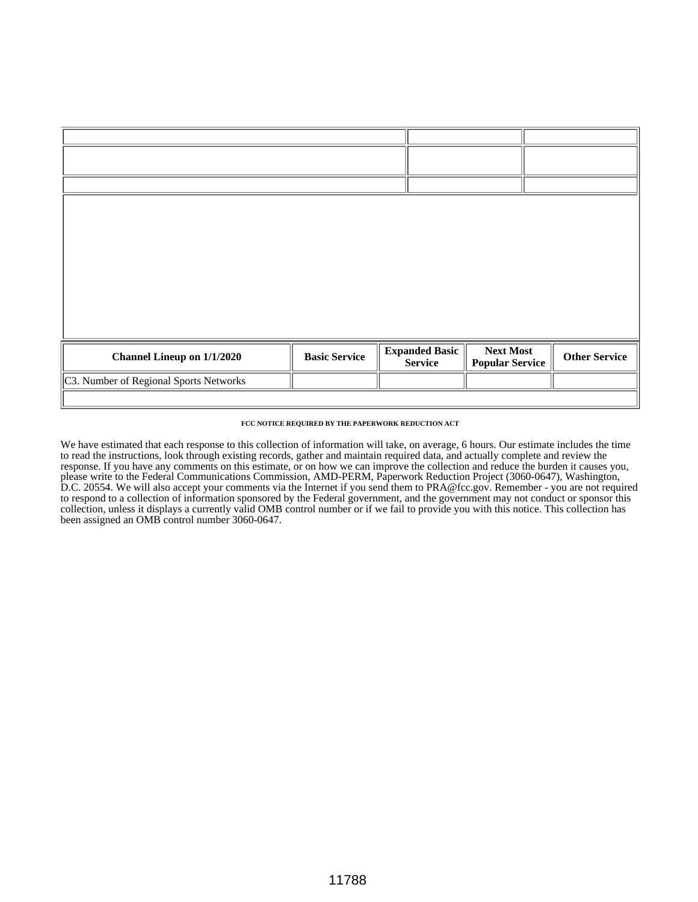| Channel Lineup on 1/1/2020 | Basic Service | Expanded Basic Service | Next Most Popular Service | Other Service |
|---|---|---|---|---|
| C3. Number of Regional Sports Networks | | | | |

###### FCC NOTICE REQUIRED BY THE PAPERWORK REDUCTION ACT

We have estimated that each response to this collection of information will take, on average, 6 hours. Our estimate includes the time to read the instructions, look through existing records, gather and maintain required data, and actually complete and review the response. If you have any comments on this estimate, or on how we can improve the collection and reduce the burden it causes you, please write to the Federal Communications Commission, AMD-PERM, Paperwork Reduction Project (3060-0647), Washington, D.C. 20554. We will also accept your comments via the Internet if you send them to PRA@fcc.gov. Remember - you are not required to respond to a collection of information sponsored by the Federal government, and the government may not conduct or sponsor this collection, unless it displays a currently valid OMB control number or if we fail to provide you with this notice. This collection has been assigned an OMB control number 3060-0647.